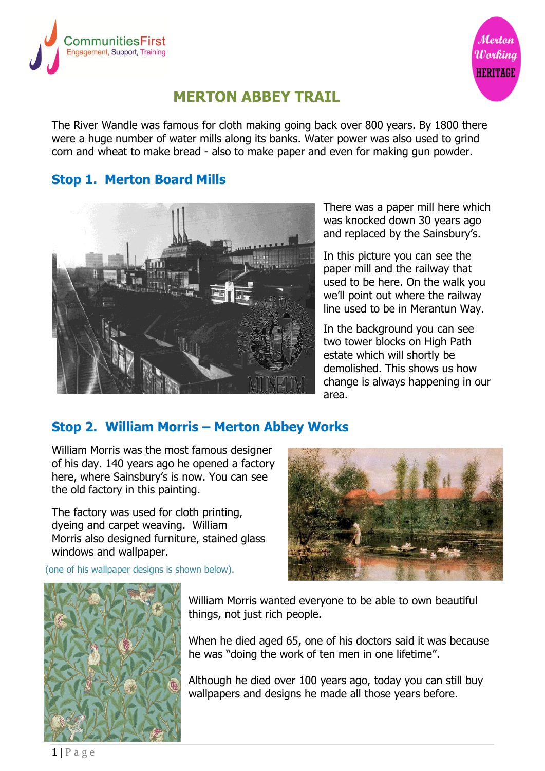# MERTON ABBEY TRAIL

The River Wandle was famous for cloth making going back over 800 years. By 1800 there were a huge number of water mills along its banks. Water power was also used to grind corn and wheat to make bread - also to make paper and even for making gun powder.

## Stop 1. Merton Board Mills

There was a paper mill here which was knocked down 30 years ago and replaced by the Sainsbury's.

In this picture you can see the paper mill and the railway that used to be here. On the walk you we'll point out where the railway line used to be in Merantun Way.

In the background you can see two tower blocks on High Path estate which will shortly be demolished. This shows us how change is always happening in our area.

## Stop 2. William Morris – Merton Abbey Works

William Morris was the most famous designer of his day. 140 years ago he opened a factory here, where Sainsbury's is now. You can see the old factory in this painting.

The factory was used for cloth printing, dyeing and carpet weaving. William Morris also designed furniture, stained glass windows and wallpaper.

(one of his wallpaper designs is shown below).

William Morris wanted everyone to be able to own beautiful things, not just rich people.

When he died aged 65, one of his doctors said it was because he was "doing the work of ten men in one lifetime".

Although he died over 100 years ago, today you can still buy wallpapers and designs he made all those years before.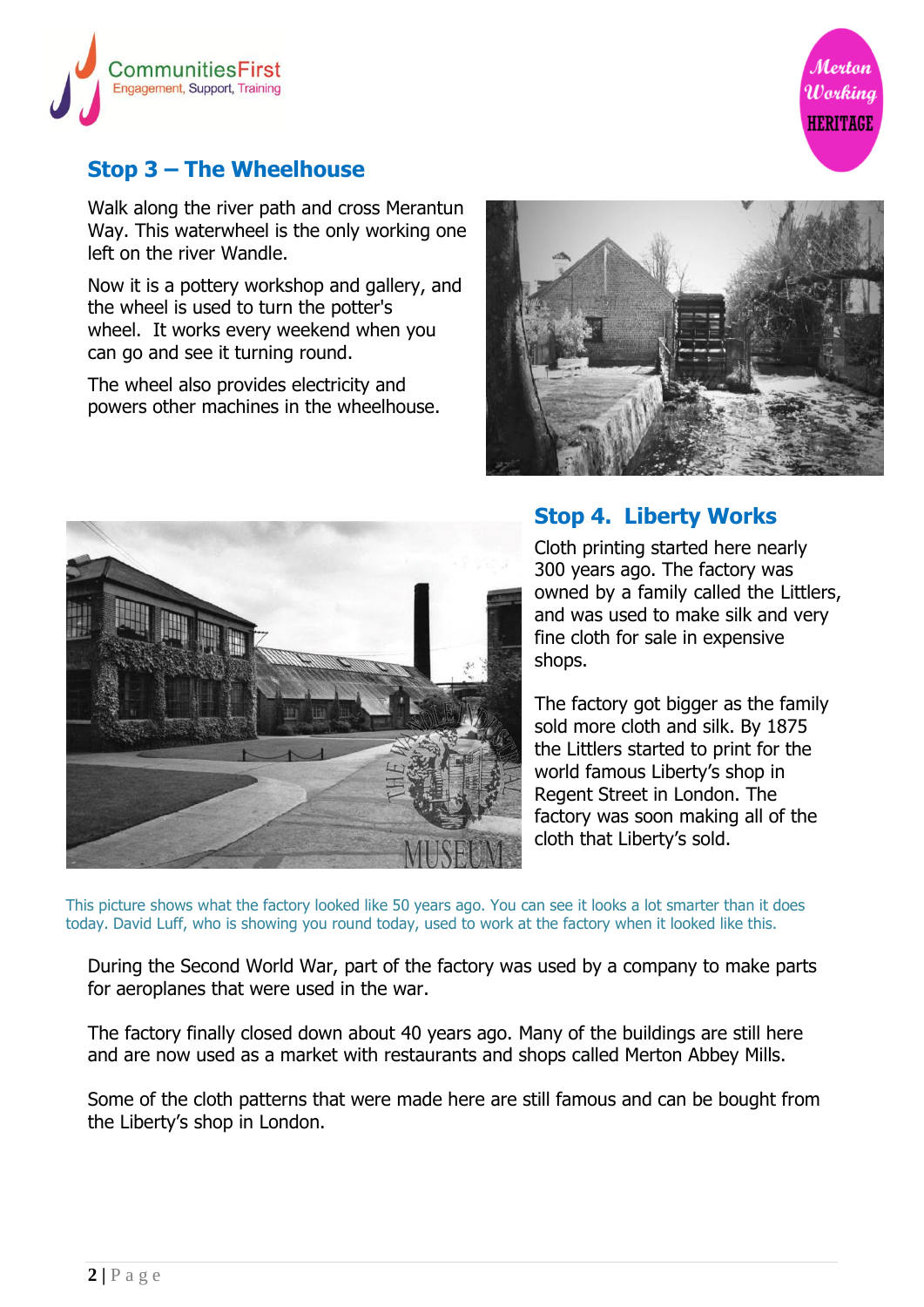## Stop 3 – The Wheelhouse

Walk along the river path and cross Merantun Way. This waterwheel is the only working one left on the river Wandle.

Now it is a pottery workshop and gallery, and the wheel is used to turn the potter's wheel. It works every weekend when you can go and see it turning round.

The wheel also provides electricity and powers other machines in the wheelhouse.

## Stop 4. Liberty Works

Cloth printing started here nearly 300 years ago. The factory was owned by a family called the Littlers, and was used to make silk and very fine cloth for sale in expensive shops.

The factory got bigger as the family sold more cloth and silk. By 1875 the Littlers started to print for the world famous Liberty's shop in Regent Street in London. The factory was soon making all of the cloth that Liberty's sold.

This picture shows what the factory looked like 50 years ago. You can see it looks a lot smarter than it does today. David Luff, who is showing you round today, used to work at the factory when it looked like this.

During the Second World War, part of the factory was used by a company to make parts for aeroplanes that were used in the war.

The factory finally closed down about 40 years ago. Many of the buildings are still here and are now used as a market with restaurants and shops called Merton Abbey Mills.

Some of the cloth patterns that were made here are still famous and can be bought from the Liberty's shop in London.